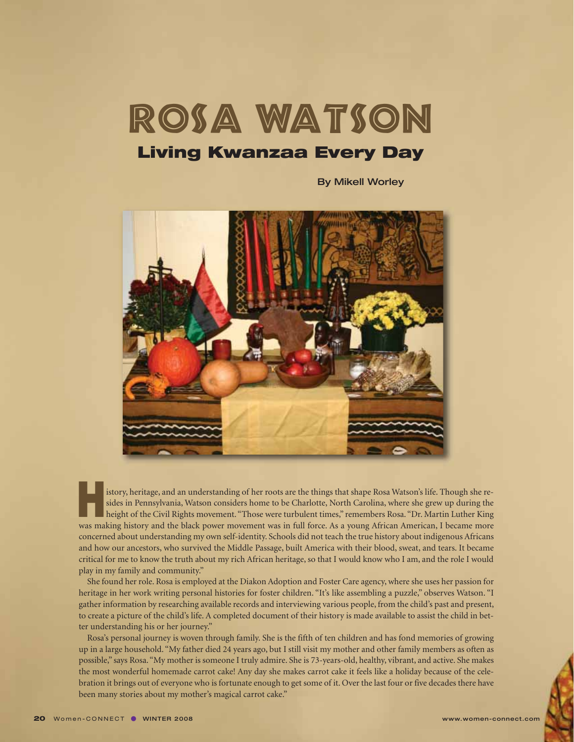# ROSA WATSON

## Living Kwanzaa Every Day

By Mikell Worley

History, heritage, and an understanding of her roots are the things that shape Rosa Watson's life. Though she resides in Pennsylvania, Watson considers home to be Charlotte, North Carolina, where she grew up during the height of the Civil Rights movement. "Those were turbulent times," remembers Rosa. "Dr. Martin Luther King was making history and the black power movement was in full force. As a young African American, I became more concerned about understanding my own self-identity. Schools did not teach the true history about indigenous Africans and how our ancestors, who survived the Middle Passage, built America with their blood, sweat, and tears. It became critical for me to know the truth about my rich African heritage, so that I would know who I am, and the role I would play in my family and community."

She found her role. Rosa is employed at the Diakon Adoption and Foster Care agency, where she uses her passion for heritage in her work writing personal histories for foster children. "It's like assembling a puzzle," observes Watson. "I gather information by researching available records and interviewing various people, from the child's past and present, to create a picture of the child's life. A completed document of their history is made available to assist the child in better understanding his or her journey."

Rosa's personal journey is woven through family. She is the fifth of ten children and has fond memories of growing up in a large household. "My father died 24 years ago, but I still visit my mother and other family members as often as possible," says Rosa. "My mother is someone I truly admire. She is 73-years-old, healthy, vibrant, and active. She makes the most wonderful homemade carrot cake! Any day she makes carrot cake it feels like a holiday because of the celebration it brings out of everyone who is fortunate enough to get some of it. Over the last four or five decades there have been many stories about my mother's magical carrot cake."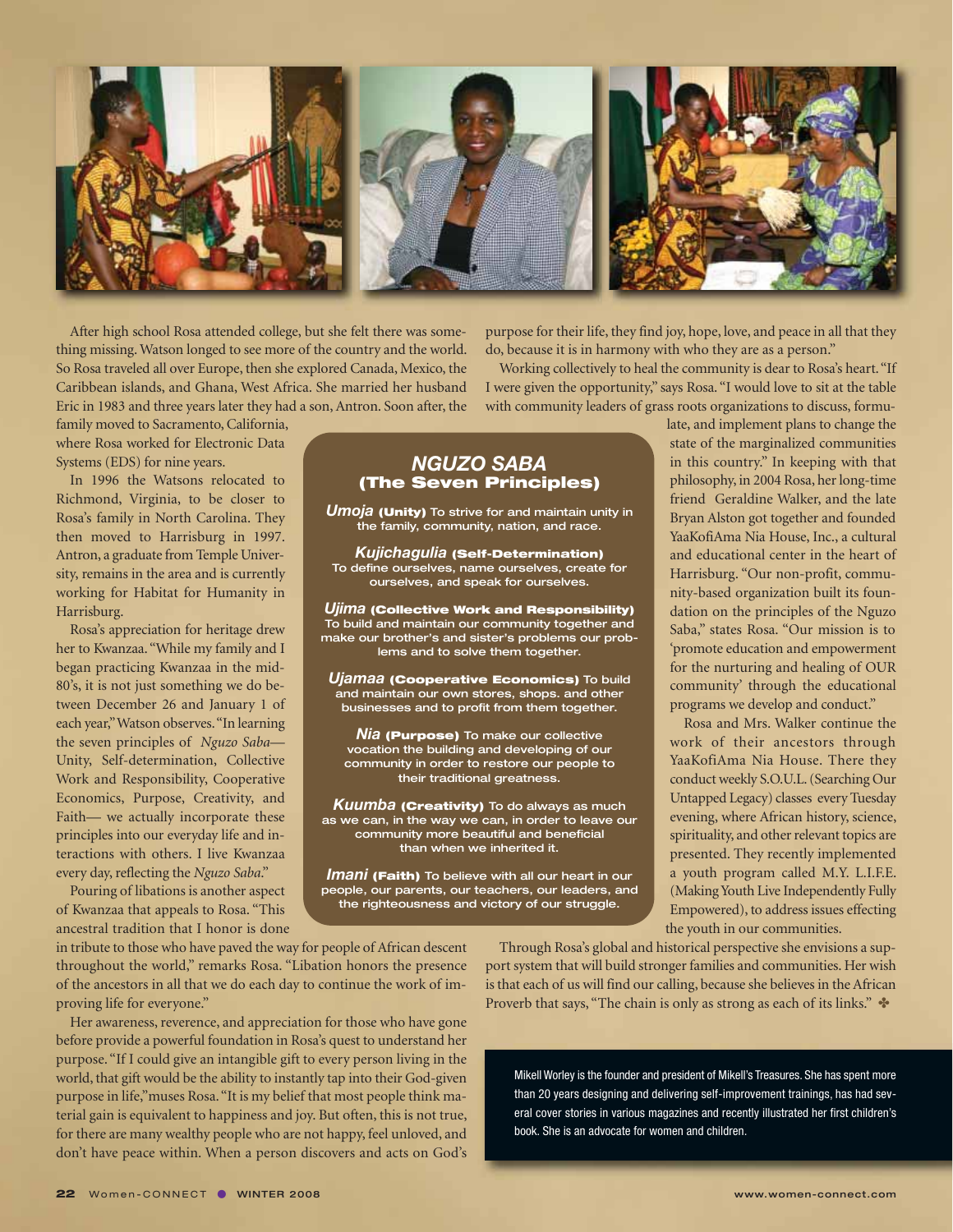After high school Rosa attended college, but she felt there was something missing. Watson longed to see more of the country and the world. So Rosa traveled all over Europe, then she explored Canada, Mexico, the Caribbean islands, and Ghana, West Africa. She married her husband Eric in 1983 and three years later they had a son, Antron. Soon after, the family moved to Sacramento, California, where Rosa worked for Electronic Data Systems (EDS) for nine years.

In 1996 the Watsons relocated to Richmond, Virginia, to be closer to Rosa's family in North Carolina. They then moved to Harrisburg in 1997. Antron, a graduate from Temple University, remains in the area and is currently working for Habitat for Humanity in Harrisburg.

Rosa's appreciation for heritage drew her to Kwanzaa. "While my family and I began practicing Kwanzaa in the mid-80's, it is not just something we do between December 26 and January 1 of each year," Watson observes. "In learning the seven principles of *Nguzo Saba*— Unity, Self-determination, Collective Work and Responsibility, Cooperative Economics, Purpose, Creativity, and Faith— we actually incorporate these principles into our everyday life and interactions with others. I live Kwanzaa every day, reflecting the *Nguzo Saba*."

Pouring of libations is another aspect of Kwanzaa that appeals to Rosa. "This ancestral tradition that I honor is done in tribute to those who have paved the way for people of African descent throughout the world," remarks Rosa. "Libation honors the presence of the ancestors in all that we do each day to continue the work of improving life for everyone."

Her awareness, reverence, and appreciation for those who have gone before provide a powerful foundation in Rosa's quest to understand her purpose. "If I could give an intangible gift to every person living in the world, that gift would be the ability to instantly tap into their God-given purpose in life," muses Rosa. "It is my belief that most people think material gain is equivalent to happiness and joy. But often, this is not true, for there are many wealthy people who are not happy, feel unloved, and don't have peace within. When a person discovers and acts on God's purpose for their life, they find joy, hope, love, and peace in all that they do, because it is in harmony with who they are as a person."

Working collectively to heal the community is dear to Rosa's heart. "If I were given the opportunity," says Rosa. "I would love to sit at the table with community leaders of grass roots organizations to discuss, formulate, and implement plans to change the state of the marginalized communities in this country." In keeping with that philosophy, in 2004 Rosa, her long-time friend Geraldine Walker, and the late Bryan Alston got together and founded YaaKofiAma Nia House, Inc., a cultural and educational center in the heart of Harrisburg. "Our non-profit, community-based organization built its foundation on the principles of the Nguzo Saba," states Rosa. "Our mission is to 'promote education and empowerment for the nurturing and healing of OUR community' through the educational programs we develop and conduct."

Rosa and Mrs. Walker continue the work of their ancestors through YaaKofiAma Nia House. There they conduct weekly S.O.U.L. (Searching Our Untapped Legacy) classes every Tuesday evening, where African history, science, spirituality, and other relevant topics are presented. They recently implemented a youth program called M.Y. L.I.F.E. (Making Youth Live Independently Fully Empowered), to address issues effecting the youth in our communities.

Through Rosa's global and historical perspective she envisions a support system that will build stronger families and communities. Her wish is that each of us will find our calling, because she believes in the African Proverb that says, "The chain is only as strong as each of its links." ✤

## *NGUZO SABA*
### (The Seven Principles)

***Umoja* (Unity)** To strive for and maintain unity in the family, community, nation, and race.

***Kujichagulia* (Self-Determination)** To define ourselves, name ourselves, create for ourselves, and speak for ourselves.

***Ujima* (Collective Work and Responsibility)** To build and maintain our community together and make our brother's and sister's problems our problems and to solve them together.

***Ujamaa* (Cooperative Economics)** To build and maintain our own stores, shops. and other businesses and to profit from them together.

***Nia* (Purpose)** To make our collective vocation the building and developing of our community in order to restore our people to their traditional greatness.

***Kuumba* (Creativity)** To do always as much as we can, in the way we can, in order to leave our community more beautiful and beneficial than when we inherited it.

***Imani* (Faith)** To believe with all our heart in our people, our parents, our teachers, our leaders, and the righteousness and victory of our struggle.

Mikell Worley is the founder and president of Mikell's Treasures. She has spent more than 20 years designing and delivering self-improvement trainings, has had several cover stories in various magazines and recently illustrated her first children's book. She is an advocate for women and children.